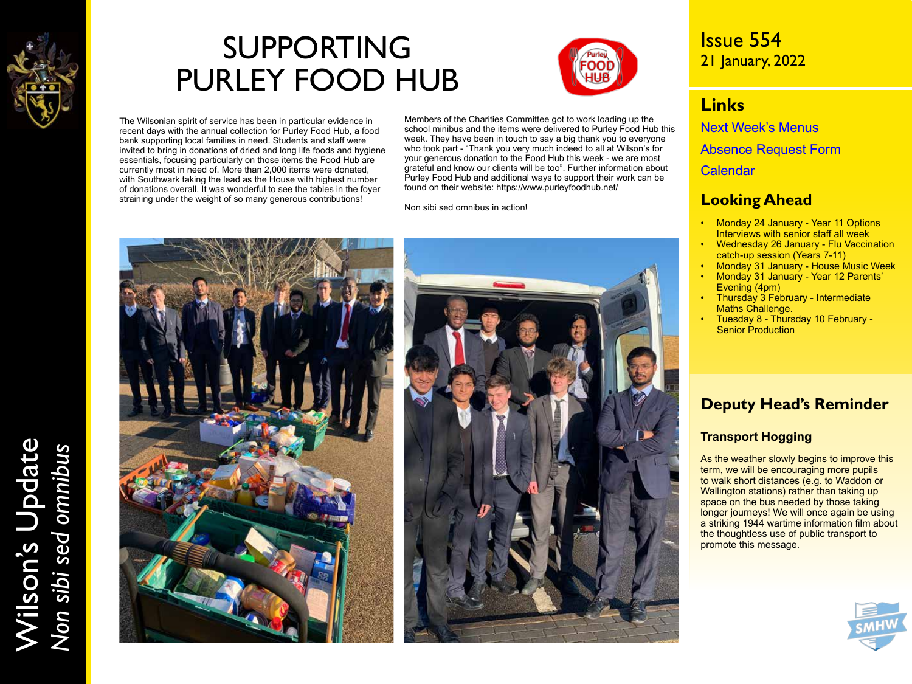# SUPPORTING PURLEY FOOD HUB

The Wilsonian spirit of service has been in particular evidence in recent days with the annual collection for Purley Food Hub, a food bank supporting local families in need. Students and staff were invited to bring in donations of dried and long life foods and hygiene essentials, focusing particularly on those items the Food Hub are currently most in need of. More than 2,000 items were donated, with Southwark taking the lead as the House with highest number of donations overall. It was wonderful to see the tables in the foyer straining under the weight of so many generous contributions!

Members of the Charities Committee got to work loading up the school minibus and the items were delivered to Purley Food Hub this week. They have been in touch to say a big thank you to everyone who took part - "Thank you very much indeed to all at Wilson's for your generous donation to the Food Hub this week - we are most grateful and know our clients will be too". Further information about Purley Food Hub and additional ways to support their work can be found on their website: https://www.purleyfoodhub.net/

Non sibi sed omnibus in action!

Issue 554
21 January, 2022

## Links

Next Week's Menus

Absence Request Form

Calendar

## Looking Ahead

- Monday 24 January - Year 11 Options Interviews with senior staff all week
- Wednesday 26 January - Flu Vaccination catch-up session (Years 7-11)
- Monday 31 January - House Music Week
- Monday 31 January - Year 12 Parents' Evening (4pm)
- Thursday 3 February - Intermediate Maths Challenge.
- Tuesday 8 - Thursday 10 February - Senior Production

## Deputy Head's Reminder

### Transport Hogging

As the weather slowly begins to improve this term, we will be encouraging more pupils to walk short distances (e.g. to Waddon or Wallington stations) rather than taking up space on the bus needed by those taking longer journeys! We will once again be using a striking 1944 wartime information film about the thoughtless use of public transport to promote this message.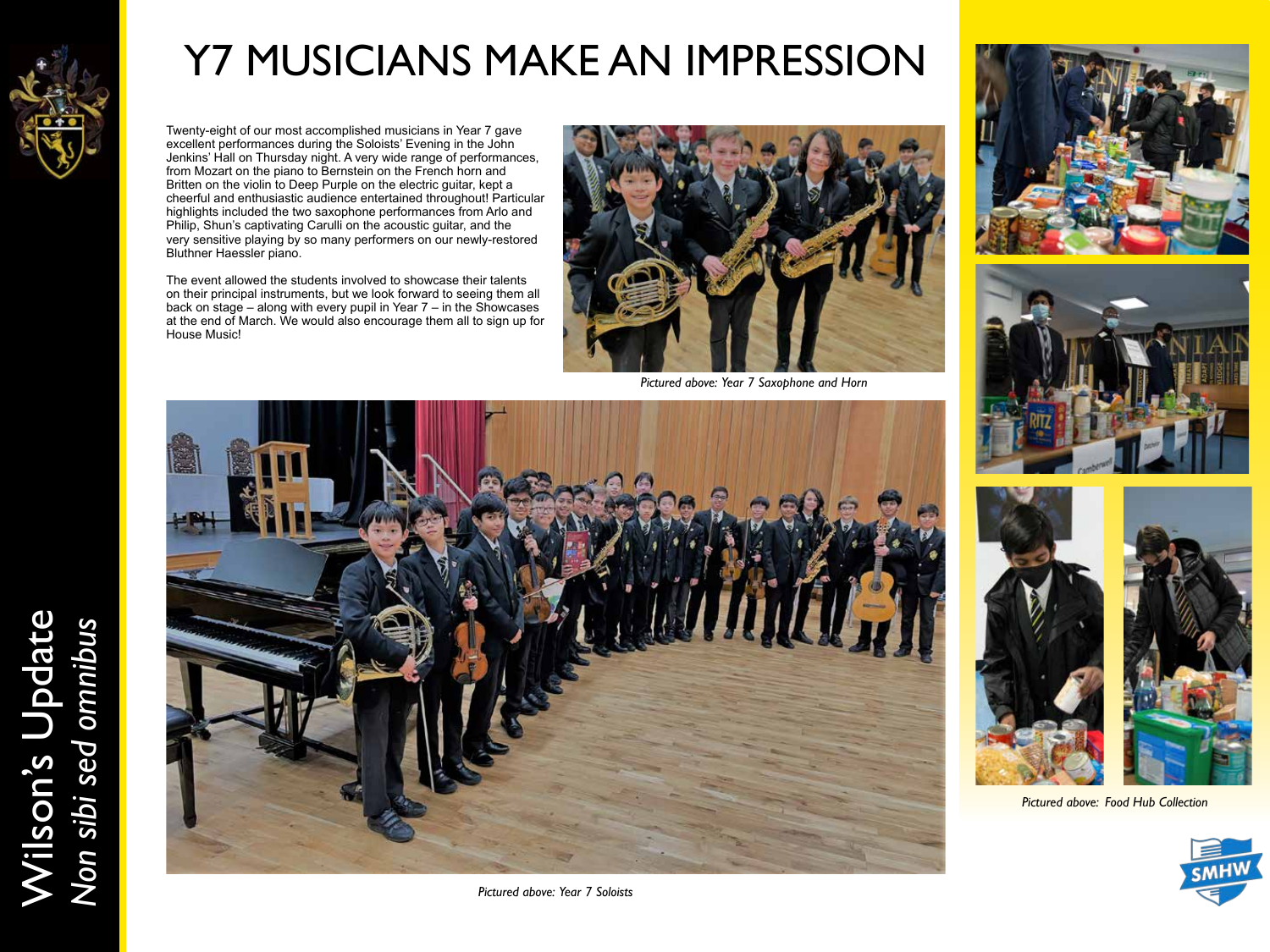# Y7 MUSICIANS MAKE AN IMPRESSION

Twenty-eight of our most accomplished musicians in Year 7 gave excellent performances during the Soloists' Evening in the John Jenkins' Hall on Thursday night. A very wide range of performances, from Mozart on the piano to Bernstein on the French horn and Britten on the violin to Deep Purple on the electric guitar, kept a cheerful and enthusiastic audience entertained throughout! Particular highlights included the two saxophone performances from Arlo and Philip, Shun's captivating Carulli on the acoustic guitar, and the very sensitive playing by so many performers on our newly-restored Bluthner Haessler piano.

The event allowed the students involved to showcase their talents on their principal instruments, but we look forward to seeing them all back on stage – along with every pupil in Year 7 – in the Showcases at the end of March. We would also encourage them all to sign up for House Music!

*Pictured above: Year 7 Saxophone and Horn*

*Pictured above: Year 7 Soloists*

*Pictured above: Food Hub Collection*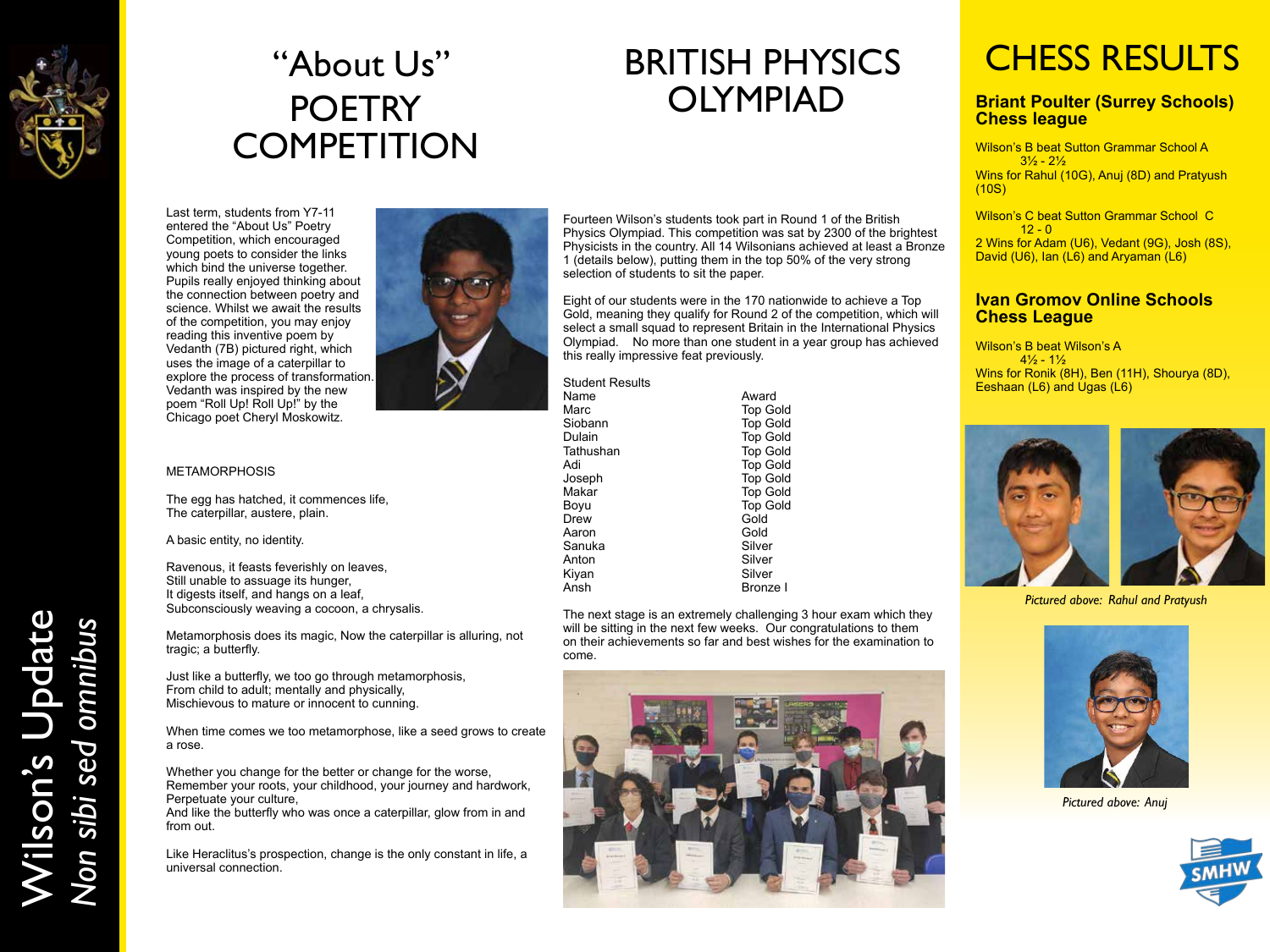# "About Us" POETRY COMPETITION

Last term, students from Y7-11 entered the "About Us" Poetry Competition, which encouraged young poets to consider the links which bind the universe together. Pupils really enjoyed thinking about the connection between poetry and science. Whilst we await the results of the competition, you may enjoy reading this inventive poem by Vedanth (7B) pictured right, which uses the image of a caterpillar to explore the process of transformation. Vedanth was inspired by the new poem "Roll Up! Roll Up!" by the Chicago poet Cheryl Moskowitz.

METAMORPHOSIS

The egg has hatched, it commences life,
The caterpillar, austere, plain.

A basic entity, no identity.

Ravenous, it feasts feverishly on leaves,
Still unable to assuage its hunger,
It digests itself, and hangs on a leaf,
Subconsciously weaving a cocoon, a chrysalis.

Metamorphosis does its magic, Now the caterpillar is alluring, not tragic; a butterfly.

Just like a butterfly, we too go through metamorphosis,
From child to adult; mentally and physically,
Mischievous to mature or innocent to cunning.

When time comes we too metamorphose, like a seed grows to create a rose.

Whether you change for the better or change for the worse,
Remember your roots, your childhood, your journey and hardwork,
Perpetuate your culture,
And like the butterfly who was once a caterpillar, glow from in and from out.

Like Heraclitus's prospection, change is the only constant in life, a universal connection.

# BRITISH PHYSICS OLYMPIAD

Fourteen Wilson's students took part in Round 1 of the British Physics Olympiad. This competition was sat by 2300 of the brightest Physicists in the country. All 14 Wilsonians achieved at least a Bronze 1 (details below), putting them in the top 50% of the very strong selection of students to sit the paper.

Eight of our students were in the 170 nationwide to achieve a Top Gold, meaning they qualify for Round 2 of the competition, which will select a small squad to represent Britain in the International Physics Olympiad. No more than one student in a year group has achieved this really impressive feat previously.

Student Results

| Name | Award |
|---|---|
| Marc | Top Gold |
| Siobann | Top Gold |
| Dulain | Top Gold |
| Tathushan | Top Gold |
| Adi | Top Gold |
| Joseph | Top Gold |
| Makar | Top Gold |
| Boyu | Top Gold |
| Drew | Gold |
| Aaron | Gold |
| Sanuka | Silver |
| Anton | Silver |
| Kiyan | Silver |
| Ansh | Bronze I |

The next stage is an extremely challenging 3 hour exam which they will be sitting in the next few weeks. Our congratulations to them on their achievements so far and best wishes for the examination to come.

# CHESS RESULTS

### Briant Poulter (Surrey Schools) Chess league

Wilson's B beat Sutton Grammar School A
3½ - 2½
Wins for Rahul (10G), Anuj (8D) and Pratyush (10S)

Wilson's C beat Sutton Grammar School C
12 - 0
2 Wins for Adam (U6), Vedant (9G), Josh (8S), David (U6), Ian (L6) and Aryaman (L6)

### Ivan Gromov Online Schools Chess League

Wilson's B beat Wilson's A
4½ - 1½
Wins for Ronik (8H), Ben (11H), Shourya (8D), Eeshaan (L6) and Ugas (L6)

*Pictured above: Rahul and Pratyush*

*Pictured above: Anuj*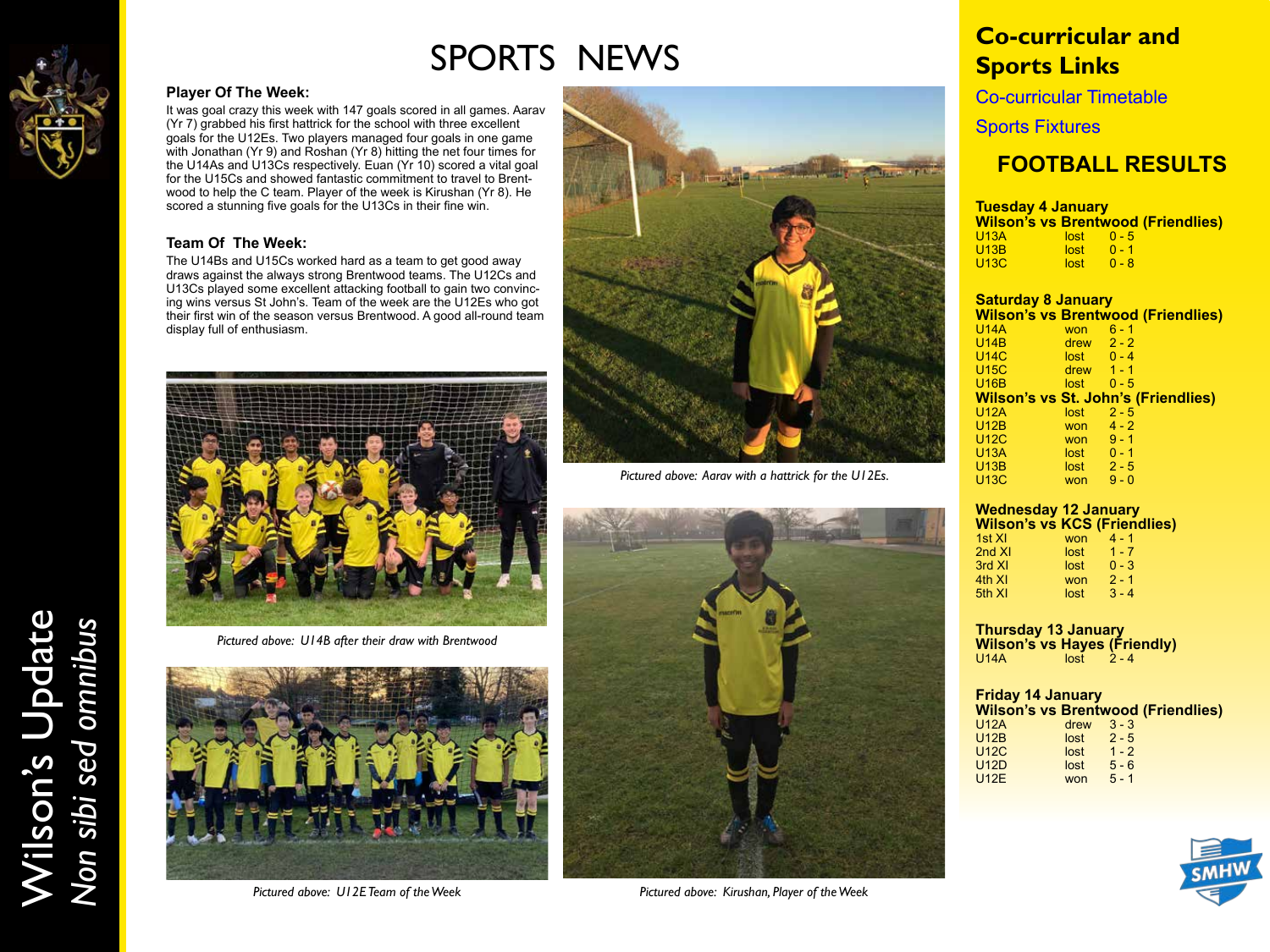# SPORTS NEWS

### Player Of The Week:

It was goal crazy this week with 147 goals scored in all games. Aarav (Yr 7) grabbed his first hattrick for the school with three excellent goals for the U12Es. Two players managed four goals in one game with Jonathan (Yr 9) and Roshan (Yr 8) hitting the net four times for the U14As and U13Cs respectively. Euan (Yr 10) scored a vital goal for the U15Cs and showed fantastic commitment to travel to Brentwood to help the C team. Player of the week is Kirushan (Yr 8). He scored a stunning five goals for the U13Cs in their fine win.

### Team Of The Week:

The U14Bs and U15Cs worked hard as a team to get good away draws against the always strong Brentwood teams. The U12Cs and U13Cs played some excellent attacking football to gain two convincing wins versus St John's. Team of the week are the U12Es who got their first win of the season versus Brentwood. A good all-round team display full of enthusiasm.

*Pictured above: U14B after their draw with Brentwood*

*Pictured above: U12E Team of the Week*

*Pictured above: Aarav with a hattrick for the U12Es.*

*Pictured above: Kirushan, Player of the Week*

## Co-curricular and Sports Links

Co-curricular Timetable

Sports Fixtures

## FOOTBALL RESULTS

**Tuesday 4 January**
**Wilson's vs Brentwood (Friendlies)**

| | | |
|---|---|---|
| U13A | lost | 0 - 5 |
| U13B | lost | 0 - 1 |
| U13C | lost | 0 - 8 |

**Saturday 8 January**
**Wilson's vs Brentwood (Friendlies)**

| | | |
|---|---|---|
| U14A | won | 6 - 1 |
| U14B | drew | 2 - 2 |
| U14C | lost | 0 - 4 |
| U15C | drew | 1 - 1 |
| U16B | lost | 0 - 5 |

**Wilson's vs St. John's (Friendlies)**

| | | |
|---|---|---|
| U12A | lost | 2 - 5 |
| U12B | won | 4 - 2 |
| U12C | won | 9 - 1 |
| U13A | lost | 0 - 1 |
| U13B | lost | 2 - 5 |
| U13C | won | 9 - 0 |

**Wednesday 12 January**
**Wilson's vs KCS (Friendlies)**

| | | |
|---|---|---|
| 1st XI | won | 4 - 1 |
| 2nd XI | lost | 1 - 7 |
| 3rd XI | lost | 0 - 3 |
| 4th XI | won | 2 - 1 |
| 5th XI | lost | 3 - 4 |

**Thursday 13 January**
**Wilson's vs Hayes (Friendly)**

| | | |
|---|---|---|
| U14A | lost | 2 - 4 |

**Friday 14 January**
**Wilson's vs Brentwood (Friendlies)**

| | | |
|---|---|---|
| U12A | drew | 3 - 3 |
| U12B | lost | 2 - 5 |
| U12C | lost | 1 - 2 |
| U12D | lost | 5 - 6 |
| U12E | won | 5 - 1 |